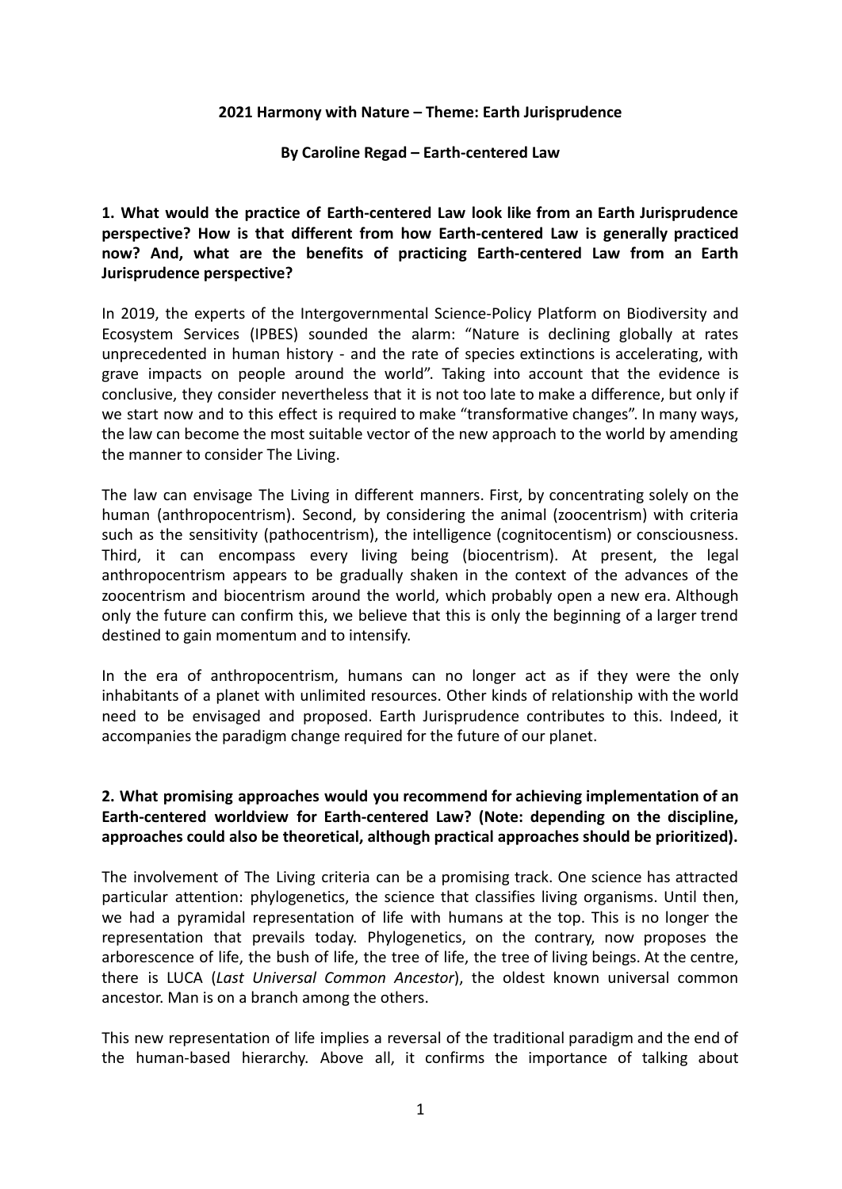**2021 Harmony with Nature – Theme: Earth Jurisprudence**

**By Caroline Regad – Earth-centered Law**

**1. What would the practice of Earth-centered Law look like from an Earth Jurisprudence perspective? How is that different from how Earth-centered Law is generally practiced now? And, what are the benefits of practicing Earth-centered Law from an Earth Jurisprudence perspective?**

In 2019, the experts of the Intergovernmental Science-Policy Platform on Biodiversity and Ecosystem Services (IPBES) sounded the alarm: "Nature is declining globally at rates unprecedented in human history - and the rate of species extinctions is accelerating, with grave impacts on people around the world". Taking into account that the evidence is conclusive, they consider nevertheless that it is not too late to make a difference, but only if we start now and to this effect is required to make "transformative changes". In many ways, the law can become the most suitable vector of the new approach to the world by amending the manner to consider The Living.

The law can envisage The Living in different manners. First, by concentrating solely on the human (anthropocentrism). Second, by considering the animal (zoocentrism) with criteria such as the sensitivity (pathocentrism), the intelligence (cognitocentism) or consciousness. Third, it can encompass every living being (biocentrism). At present, the legal anthropocentrism appears to be gradually shaken in the context of the advances of the zoocentrism and biocentrism around the world, which probably open a new era. Although only the future can confirm this, we believe that this is only the beginning of a larger trend destined to gain momentum and to intensify.

In the era of anthropocentrism, humans can no longer act as if they were the only inhabitants of a planet with unlimited resources. Other kinds of relationship with the world need to be envisaged and proposed. Earth Jurisprudence contributes to this. Indeed, it accompanies the paradigm change required for the future of our planet.

**2. What promising approaches would you recommend for achieving implementation of an Earth-centered worldview for Earth-centered Law? (Note: depending on the discipline, approaches could also be theoretical, although practical approaches should be prioritized).**

The involvement of The Living criteria can be a promising track. One science has attracted particular attention: phylogenetics, the science that classifies living organisms. Until then, we had a pyramidal representation of life with humans at the top. This is no longer the representation that prevails today. Phylogenetics, on the contrary, now proposes the arborescence of life, the bush of life, the tree of life, the tree of living beings. At the centre, there is LUCA (*Last Universal Common Ancestor*), the oldest known universal common ancestor. Man is on a branch among the others.

This new representation of life implies a reversal of the traditional paradigm and the end of the human-based hierarchy. Above all, it confirms the importance of talking about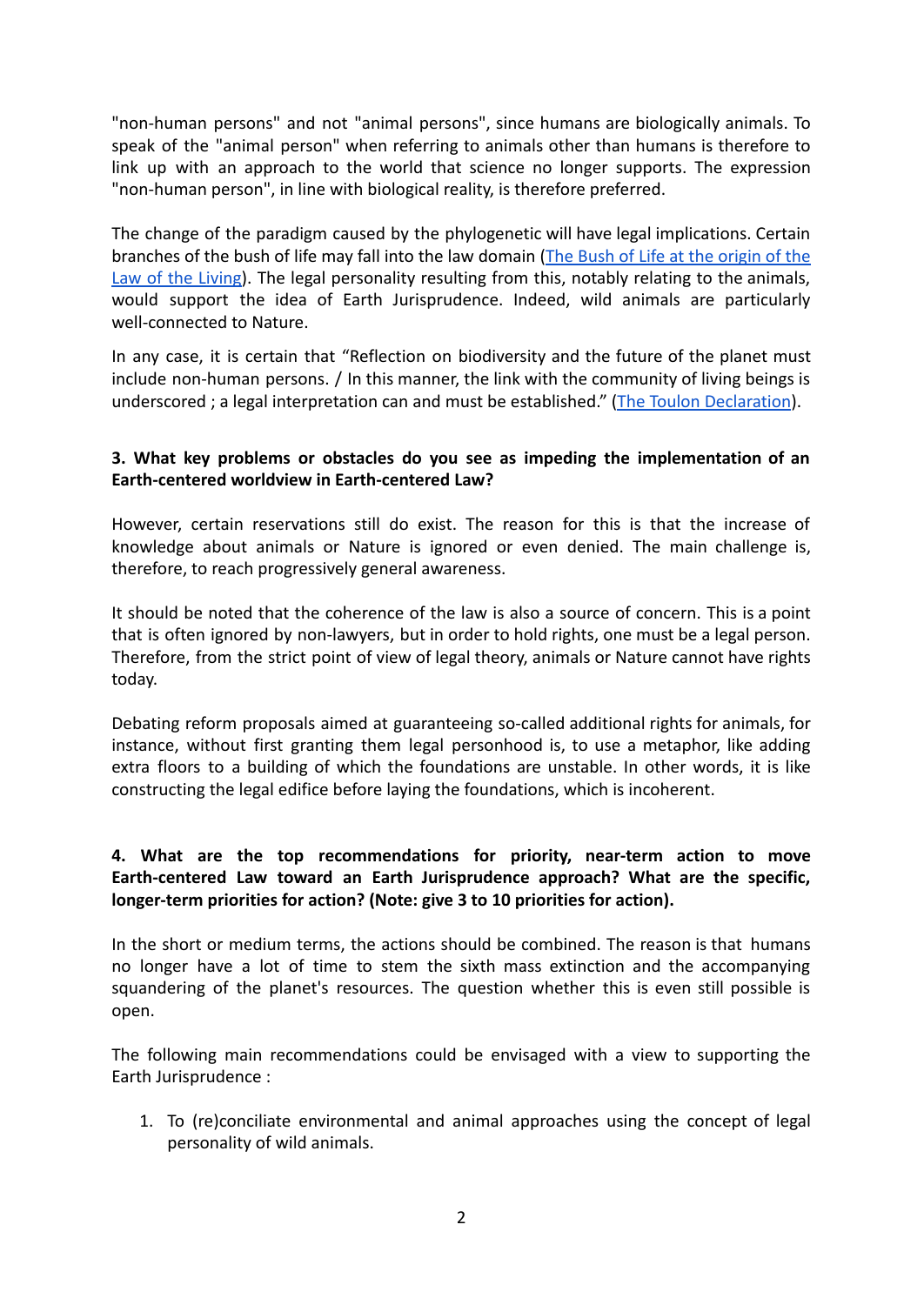"non-human persons" and not "animal persons", since humans are biologically animals. To speak of the "animal person" when referring to animals other than humans is therefore to link up with an approach to the world that science no longer supports. The expression "non-human person", in line with biological reality, is therefore preferred.

The change of the paradigm caused by the phylogenetic will have legal implications. Certain branches of the bush of life may fall into the law domain ([The Bush of Life at the origin of the Law of the Living]()). The legal personality resulting from this, notably relating to the animals, would support the idea of Earth Jurisprudence. Indeed, wild animals are particularly well-connected to Nature.

In any case, it is certain that "Reflection on biodiversity and the future of the planet must include non-human persons. / In this manner, the link with the community of living beings is underscored ; a legal interpretation can and must be established." ([The Toulon Declaration]()).

**3. What key problems or obstacles do you see as impeding the implementation of an Earth-centered worldview in Earth-centered Law?**

However, certain reservations still do exist. The reason for this is that the increase of knowledge about animals or Nature is ignored or even denied. The main challenge is, therefore, to reach progressively general awareness.

It should be noted that the coherence of the law is also a source of concern. This is a point that is often ignored by non-lawyers, but in order to hold rights, one must be a legal person. Therefore, from the strict point of view of legal theory, animals or Nature cannot have rights today.

Debating reform proposals aimed at guaranteeing so-called additional rights for animals, for instance, without first granting them legal personhood is, to use a metaphor, like adding extra floors to a building of which the foundations are unstable. In other words, it is like constructing the legal edifice before laying the foundations, which is incoherent.

**4. What are the top recommendations for priority, near-term action to move Earth-centered Law toward an Earth Jurisprudence approach? What are the specific, longer-term priorities for action? (Note: give 3 to 10 priorities for action).**

In the short or medium terms, the actions should be combined. The reason is that humans no longer have a lot of time to stem the sixth mass extinction and the accompanying squandering of the planet's resources. The question whether this is even still possible is open.

The following main recommendations could be envisaged with a view to supporting the Earth Jurisprudence :

1. To (re)conciliate environmental and animal approaches using the concept of legal personality of wild animals.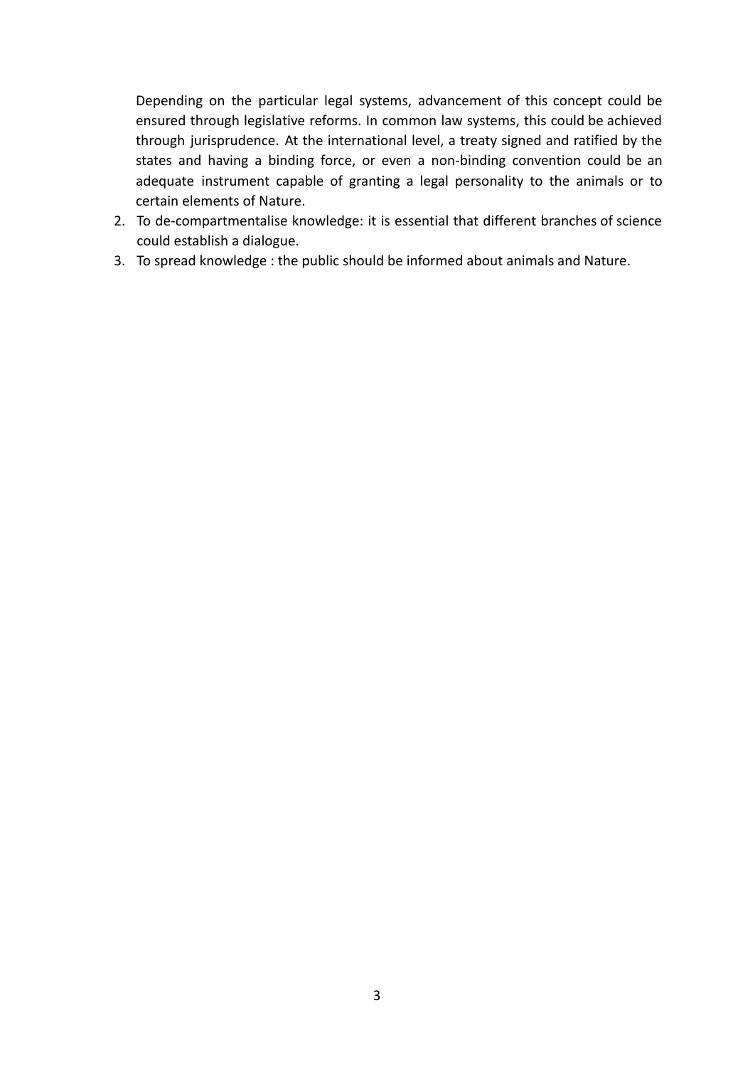Depending on the particular legal systems, advancement of this concept could be ensured through legislative reforms. In common law systems, this could be achieved through jurisprudence. At the international level, a treaty signed and ratified by the states and having a binding force, or even a non-binding convention could be an adequate instrument capable of granting a legal personality to the animals or to certain elements of Nature.

2. To de-compartmentalise knowledge: it is essential that different branches of science could establish a dialogue.
3. To spread knowledge : the public should be informed about animals and Nature.